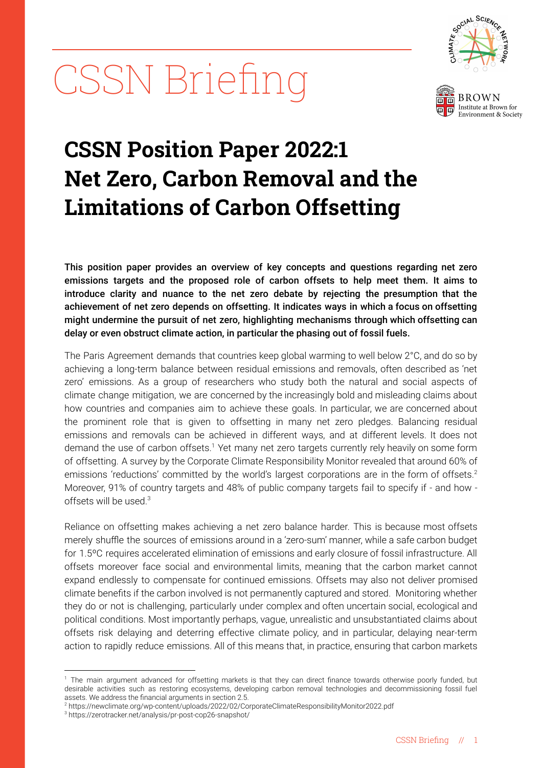# CSSN Briefing

# CSSN Position Paper 2022:1 Net Zero, Carbon Removal and the Limitations of Carbon Offsetting

**This position paper provides an overview of key concepts and questions regarding net zero emissions targets and the proposed role of carbon offsets to help meet them. It aims to introduce clarity and nuance to the net zero debate by rejecting the presumption that the achievement of net zero depends on offsetting. It indicates ways in which a focus on offsetting might undermine the pursuit of net zero, highlighting mechanisms through which offsetting can delay or even obstruct climate action, in particular the phasing out of fossil fuels.**

The Paris Agreement demands that countries keep global warming to well below 2°C, and do so by achieving a long-term balance between residual emissions and removals, often described as 'net zero' emissions. As a group of researchers who study both the natural and social aspects of climate change mitigation, we are concerned by the increasingly bold and misleading claims about how countries and companies aim to achieve these goals. In particular, we are concerned about the prominent role that is given to offsetting in many net zero pledges. Balancing residual emissions and removals can be achieved in different ways, and at different levels. It does not demand the use of carbon offsets.[1] Yet many net zero targets currently rely heavily on some form of offsetting. A survey by the Corporate Climate Responsibility Monitor revealed that around 60% of emissions 'reductions' committed by the world's largest corporations are in the form of offsets.[2] Moreover, 91% of country targets and 48% of public company targets fail to specify if - and how - offsets will be used.[3]

Reliance on offsetting makes achieving a net zero balance harder. This is because most offsets merely shuffle the sources of emissions around in a 'zero-sum' manner, while a safe carbon budget for 1.5ºC requires accelerated elimination of emissions and early closure of fossil infrastructure. All offsets moreover face social and environmental limits, meaning that the carbon market cannot expand endlessly to compensate for continued emissions. Offsets may also not deliver promised climate benefits if the carbon involved is not permanently captured and stored. Monitoring whether they do or not is challenging, particularly under complex and often uncertain social, ecological and political conditions. Most importantly perhaps, vague, unrealistic and unsubstantiated claims about offsets risk delaying and deterring effective climate policy, and in particular, delaying near-term action to rapidly reduce emissions. All of this means that, in practice, ensuring that carbon markets

---

[1] The main argument advanced for offsetting markets is that they can direct finance towards otherwise poorly funded, but desirable activities such as restoring ecosystems, developing carbon removal technologies and decommissioning fossil fuel assets. We address the financial arguments in section 2.5.

[2] https://newclimate.org/wp-content/uploads/2022/02/CorporateClimateResponsibilityMonitor2022.pdf

[3] https://zerotracker.net/analysis/pr-post-cop26-snapshot/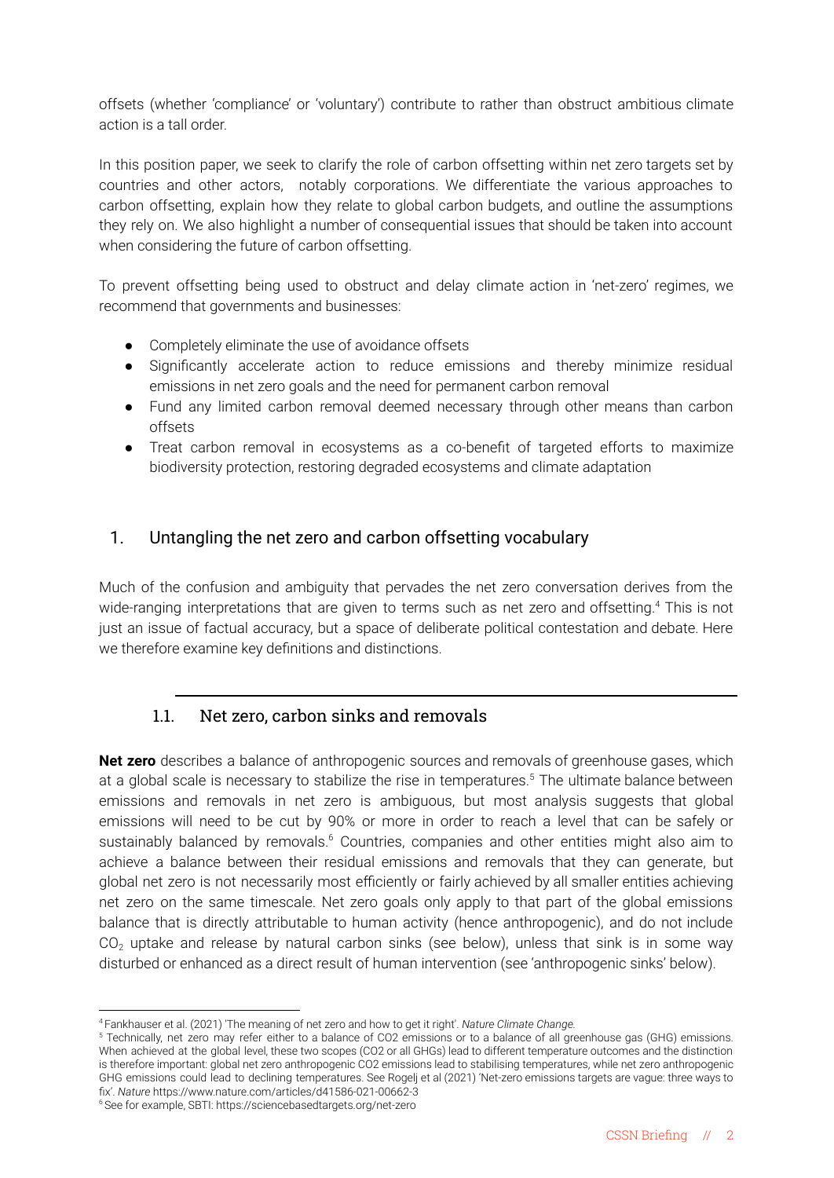offsets (whether 'compliance' or 'voluntary') contribute to rather than obstruct ambitious climate action is a tall order.

In this position paper, we seek to clarify the role of carbon offsetting within net zero targets set by countries and other actors, notably corporations. We differentiate the various approaches to carbon offsetting, explain how they relate to global carbon budgets, and outline the assumptions they rely on. We also highlight a number of consequential issues that should be taken into account when considering the future of carbon offsetting.

To prevent offsetting being used to obstruct and delay climate action in 'net-zero' regimes, we recommend that governments and businesses:

- Completely eliminate the use of avoidance offsets
- Significantly accelerate action to reduce emissions and thereby minimize residual emissions in net zero goals and the need for permanent carbon removal
- Fund any limited carbon removal deemed necessary through other means than carbon offsets
- Treat carbon removal in ecosystems as a co-benefit of targeted efforts to maximize biodiversity protection, restoring degraded ecosystems and climate adaptation

## 1. Untangling the net zero and carbon offsetting vocabulary

Much of the confusion and ambiguity that pervades the net zero conversation derives from the wide-ranging interpretations that are given to terms such as net zero and offsetting.[4] This is not just an issue of factual accuracy, but a space of deliberate political contestation and debate. Here we therefore examine key definitions and distinctions.

### 1.1. Net zero, carbon sinks and removals

**Net zero** describes a balance of anthropogenic sources and removals of greenhouse gases, which at a global scale is necessary to stabilize the rise in temperatures.[5] The ultimate balance between emissions and removals in net zero is ambiguous, but most analysis suggests that global emissions will need to be cut by 90% or more in order to reach a level that can be safely or sustainably balanced by removals.[6] Countries, companies and other entities might also aim to achieve a balance between their residual emissions and removals that they can generate, but global net zero is not necessarily most efficiently or fairly achieved by all smaller entities achieving net zero on the same timescale. Net zero goals only apply to that part of the global emissions balance that is directly attributable to human activity (hence anthropogenic), and do not include $CO_2$ uptake and release by natural carbon sinks (see below), unless that sink is in some way disturbed or enhanced as a direct result of human intervention (see 'anthropogenic sinks' below).

---

[4] Fankhauser et al. (2021) 'The meaning of net zero and how to get it right'. *Nature Climate Change*.

[5] Technically, net zero may refer either to a balance of CO2 emissions or to a balance of all greenhouse gas (GHG) emissions. When achieved at the global level, these two scopes (CO2 or all GHGs) lead to different temperature outcomes and the distinction is therefore important: global net zero anthropogenic CO2 emissions lead to stabilising temperatures, while net zero anthropogenic GHG emissions could lead to declining temperatures. See Rogelj et al (2021) 'Net-zero emissions targets are vague: three ways to fix'. *Nature* https://www.nature.com/articles/d41586-021-00662-3

[6] See for example, SBTI: https://sciencebasedtargets.org/net-zero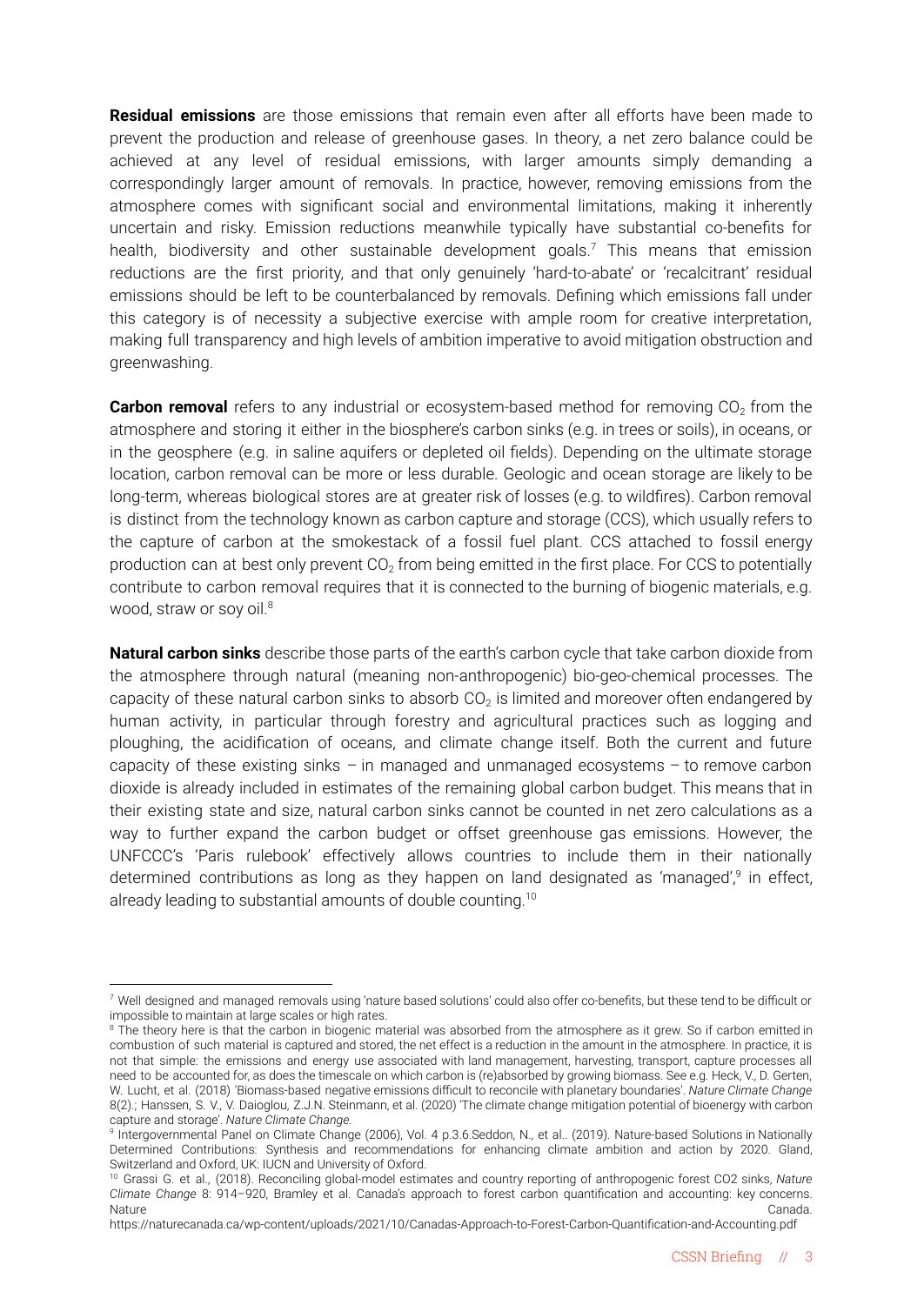**Residual emissions** are those emissions that remain even after all efforts have been made to prevent the production and release of greenhouse gases. In theory, a net zero balance could be achieved at any level of residual emissions, with larger amounts simply demanding a correspondingly larger amount of removals. In practice, however, removing emissions from the atmosphere comes with significant social and environmental limitations, making it inherently uncertain and risky. Emission reductions meanwhile typically have substantial co-benefits for health, biodiversity and other sustainable development goals.[7] This means that emission reductions are the first priority, and that only genuinely 'hard-to-abate' or 'recalcitrant' residual emissions should be left to be counterbalanced by removals. Defining which emissions fall under this category is of necessity a subjective exercise with ample room for creative interpretation, making full transparency and high levels of ambition imperative to avoid mitigation obstruction and greenwashing.

**Carbon removal** refers to any industrial or ecosystem-based method for removing $CO_2$ from the atmosphere and storing it either in the biosphere's carbon sinks (e.g. in trees or soils), in oceans, or in the geosphere (e.g. in saline aquifers or depleted oil fields). Depending on the ultimate storage location, carbon removal can be more or less durable. Geologic and ocean storage are likely to be long-term, whereas biological stores are at greater risk of losses (e.g. to wildfires). Carbon removal is distinct from the technology known as carbon capture and storage (CCS), which usually refers to the capture of carbon at the smokestack of a fossil fuel plant. CCS attached to fossil energy production can at best only prevent $CO_2$ from being emitted in the first place. For CCS to potentially contribute to carbon removal requires that it is connected to the burning of biogenic materials, e.g. wood, straw or soy oil.[8]

**Natural carbon sinks** describe those parts of the earth's carbon cycle that take carbon dioxide from the atmosphere through natural (meaning non-anthropogenic) bio-geo-chemical processes. The capacity of these natural carbon sinks to absorb $CO_2$ is limited and moreover often endangered by human activity, in particular through forestry and agricultural practices such as logging and ploughing, the acidification of oceans, and climate change itself. Both the current and future capacity of these existing sinks – in managed and unmanaged ecosystems – to remove carbon dioxide is already included in estimates of the remaining global carbon budget. This means that in their existing state and size, natural carbon sinks cannot be counted in net zero calculations as a way to further expand the carbon budget or offset greenhouse gas emissions. However, the UNFCCC's 'Paris rulebook' effectively allows countries to include them in their nationally determined contributions as long as they happen on land designated as 'managed',[9] in effect, already leading to substantial amounts of double counting.[10]

---

[7] Well designed and managed removals using 'nature based solutions' could also offer co-benefits, but these tend to be difficult or impossible to maintain at large scales or high rates.

[8] The theory here is that the carbon in biogenic material was absorbed from the atmosphere as it grew. So if carbon emitted in combustion of such material is captured and stored, the net effect is a reduction in the amount in the atmosphere. In practice, it is not that simple: the emissions and energy use associated with land management, harvesting, transport, capture processes all need to be accounted for, as does the timescale on which carbon is (re)absorbed by growing biomass. See e.g. Heck, V., D. Gerten, W. Lucht, et al. (2018) 'Biomass-based negative emissions difficult to reconcile with planetary boundaries'. *Nature Climate Change* 8(2).; Hanssen, S. V., V. Daioglou, Z.J.N. Steinmann, et al. (2020) 'The climate change mitigation potential of bioenergy with carbon capture and storage'. *Nature Climate Change.*

[9] Intergovernmental Panel on Climate Change (2006), Vol. 4 p.3.6.Seddon, N., et al.. (2019). Nature-based Solutions in Nationally Determined Contributions: Synthesis and recommendations for enhancing climate ambition and action by 2020. Gland, Switzerland and Oxford, UK: IUCN and University of Oxford.

[10] Grassi G. et al., (2018). Reconciling global-model estimates and country reporting of anthropogenic forest CO2 sinks, *Nature Climate Change* 8: 914–920, Bramley et al. Canada's approach to forest carbon quantification and accounting: key concerns. Nature Canada. https://naturecanada.ca/wp-content/uploads/2021/10/Canadas-Approach-to-Forest-Carbon-Quantification-and-Accounting.pdf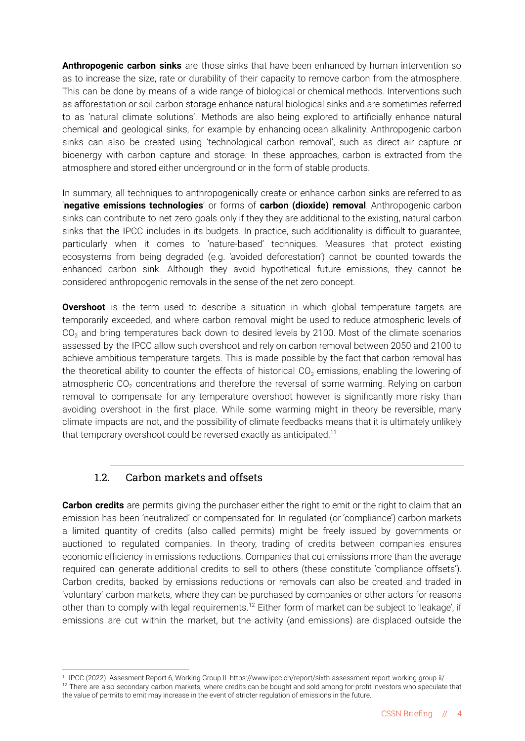**Anthropogenic carbon sinks** are those sinks that have been enhanced by human intervention so as to increase the size, rate or durability of their capacity to remove carbon from the atmosphere. This can be done by means of a wide range of biological or chemical methods. Interventions such as afforestation or soil carbon storage enhance natural biological sinks and are sometimes referred to as 'natural climate solutions'. Methods are also being explored to artificially enhance natural chemical and geological sinks, for example by enhancing ocean alkalinity. Anthropogenic carbon sinks can also be created using 'technological carbon removal', such as direct air capture or bioenergy with carbon capture and storage. In these approaches, carbon is extracted from the atmosphere and stored either underground or in the form of stable products.

In summary, all techniques to anthropogenically create or enhance carbon sinks are referred to as '**negative emissions technologies**' or forms of **carbon (dioxide) removal**. Anthropogenic carbon sinks can contribute to net zero goals only if they they are additional to the existing, natural carbon sinks that the IPCC includes in its budgets. In practice, such additionality is difficult to guarantee, particularly when it comes to 'nature-based' techniques. Measures that protect existing ecosystems from being degraded (e.g. 'avoided deforestation') cannot be counted towards the enhanced carbon sink. Although they avoid hypothetical future emissions, they cannot be considered anthropogenic removals in the sense of the net zero concept.

**Overshoot** is the term used to describe a situation in which global temperature targets are temporarily exceeded, and where carbon removal might be used to reduce atmospheric levels of $CO_2$ and bring temperatures back down to desired levels by 2100. Most of the climate scenarios assessed by the IPCC allow such overshoot and rely on carbon removal between 2050 and 2100 to achieve ambitious temperature targets. This is made possible by the fact that carbon removal has the theoretical ability to counter the effects of historical $CO_2$ emissions, enabling the lowering of atmospheric $CO_2$ concentrations and therefore the reversal of some warming. Relying on carbon removal to compensate for any temperature overshoot however is significantly more risky than avoiding overshoot in the first place. While some warming might in theory be reversible, many climate impacts are not, and the possibility of climate feedbacks means that it is ultimately unlikely that temporary overshoot could be reversed exactly as anticipated.[11]

## 1.2. Carbon markets and offsets

**Carbon credits** are permits giving the purchaser either the right to emit or the right to claim that an emission has been 'neutralized' or compensated for. In regulated (or 'compliance') carbon markets a limited quantity of credits (also called permits) might be freely issued by governments or auctioned to regulated companies. In theory, trading of credits between companies ensures economic efficiency in emissions reductions. Companies that cut emissions more than the average required can generate additional credits to sell to others (these constitute 'compliance offsets'). Carbon credits, backed by emissions reductions or removals can also be created and traded in 'voluntary' carbon markets, where they can be purchased by companies or other actors for reasons other than to comply with legal requirements.[12] Either form of market can be subject to 'leakage', if emissions are cut within the market, but the activity (and emissions) are displaced outside the

---

[11] IPCC (2022). Assesment Report 6, Working Group II. https://www.ipcc.ch/report/sixth-assessment-report-working-group-ii/.

[12] There are also secondary carbon markets, where credits can be bought and sold among for-profit investors who speculate that the value of permits to emit may increase in the event of stricter regulation of emissions in the future.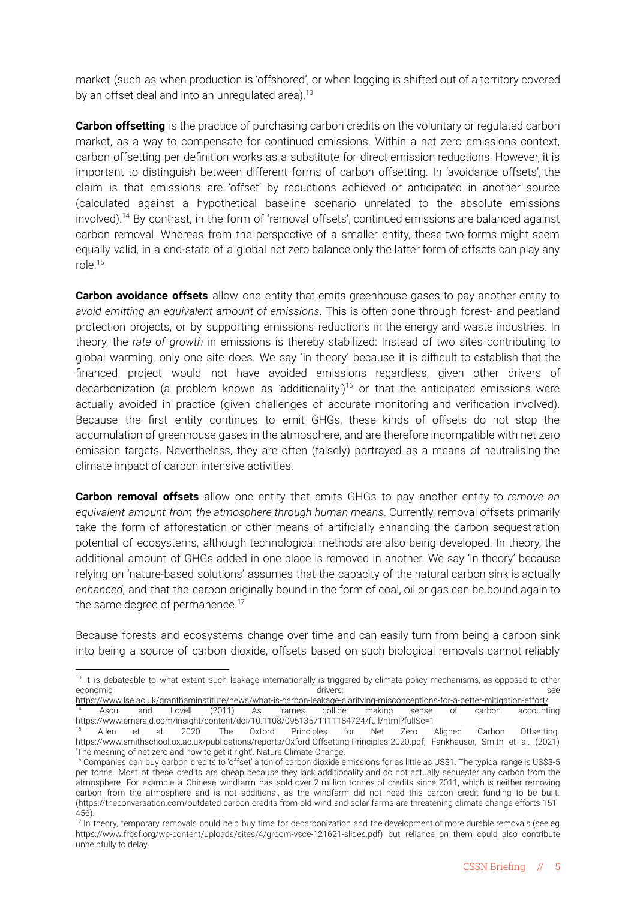market (such as when production is 'offshored', or when logging is shifted out of a territory covered by an offset deal and into an unregulated area).[13]

**Carbon offsetting** is the practice of purchasing carbon credits on the voluntary or regulated carbon market, as a way to compensate for continued emissions. Within a net zero emissions context, carbon offsetting per definition works as a substitute for direct emission reductions. However, it is important to distinguish between different forms of carbon offsetting. In 'avoidance offsets', the claim is that emissions are 'offset' by reductions achieved or anticipated in another source (calculated against a hypothetical baseline scenario unrelated to the absolute emissions involved).[14] By contrast, in the form of 'removal offsets', continued emissions are balanced against carbon removal. Whereas from the perspective of a smaller entity, these two forms might seem equally valid, in a end-state of a global net zero balance only the latter form of offsets can play any role.[15]

**Carbon avoidance offsets** allow one entity that emits greenhouse gases to pay another entity to *avoid emitting an equivalent amount of emissions*. This is often done through forest- and peatland protection projects, or by supporting emissions reductions in the energy and waste industries. In theory, the *rate of growth* in emissions is thereby stabilized: Instead of two sites contributing to global warming, only one site does. We say 'in theory' because it is difficult to establish that the financed project would not have avoided emissions regardless, given other drivers of decarbonization (a problem known as 'additionality')[16] or that the anticipated emissions were actually avoided in practice (given challenges of accurate monitoring and verification involved). Because the first entity continues to emit GHGs, these kinds of offsets do not stop the accumulation of greenhouse gases in the atmosphere, and are therefore incompatible with net zero emission targets. Nevertheless, they are often (falsely) portrayed as a means of neutralising the climate impact of carbon intensive activities.

**Carbon removal offsets** allow one entity that emits GHGs to pay another entity to *remove an equivalent amount from the atmosphere through human means*. Currently, removal offsets primarily take the form of afforestation or other means of artificially enhancing the carbon sequestration potential of ecosystems, although technological methods are also being developed. In theory, the additional amount of GHGs added in one place is removed in another. We say 'in theory' because relying on 'nature-based solutions' assumes that the capacity of the natural carbon sink is actually *enhanced*, and that the carbon originally bound in the form of coal, oil or gas can be bound again to the same degree of permanence.[17]

Because forests and ecosystems change over time and can easily turn from being a carbon sink into being a source of carbon dioxide, offsets based on such biological removals cannot reliably

---

[13] It is debateable to what extent such leakage internationally is triggered by climate policy mechanisms, as opposed to other economic drivers: see https://www.lse.ac.uk/granthaminstitute/news/what-is-carbon-leakage-clarifying-misconceptions-for-a-better-mitigation-effort/

[14] Ascui and Lovell (2011) As frames collide: making sense of carbon accounting https://www.emerald.com/insight/content/doi/10.1108/09513571111184724/full/html?fullSc=1

[15] Allen et al. 2020. The Oxford Principles for Net Zero Aligned Carbon Offsetting. https://www.smithschool.ox.ac.uk/publications/reports/Oxford-Offsetting-Principles-2020.pdf; Fankhauser, Smith et al. (2021) 'The meaning of net zero and how to get it right'. Nature Climate Change.

[16] Companies can buy carbon credits to 'offset' a ton of carbon dioxide emissions for as little as US$1. The typical range is US$3-5 per tonne. Most of these credits are cheap because they lack additionality and do not actually sequester any carbon from the atmosphere. For example a Chinese windfarm has sold over 2 million tonnes of credits since 2011, which is neither removing carbon from the atmosphere and is not additional, as the windfarm did not need this carbon credit funding to be built. (https://theconversation.com/outdated-carbon-credits-from-old-wind-and-solar-farms-are-threatening-climate-change-efforts-151456).

[17] In theory, temporary removals could help buy time for decarbonization and the development of more durable removals (see eg https://www.frbsf.org/wp-content/uploads/sites/4/groom-vsce-121621-slides.pdf) but reliance on them could also contribute unhelpfully to delay.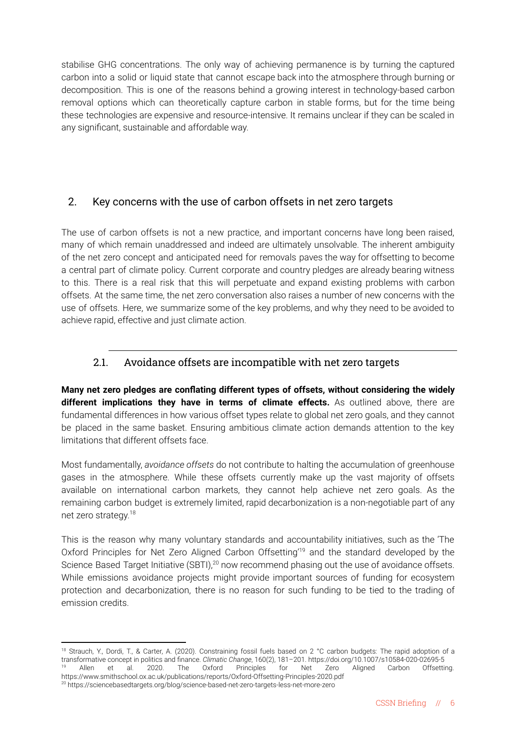stabilise GHG concentrations. The only way of achieving permanence is by turning the captured carbon into a solid or liquid state that cannot escape back into the atmosphere through burning or decomposition. This is one of the reasons behind a growing interest in technology-based carbon removal options which can theoretically capture carbon in stable forms, but for the time being these technologies are expensive and resource-intensive. It remains unclear if they can be scaled in any significant, sustainable and affordable way.

## 2. Key concerns with the use of carbon offsets in net zero targets

The use of carbon offsets is not a new practice, and important concerns have long been raised, many of which remain unaddressed and indeed are ultimately unsolvable. The inherent ambiguity of the net zero concept and anticipated need for removals paves the way for offsetting to become a central part of climate policy. Current corporate and country pledges are already bearing witness to this. There is a real risk that this will perpetuate and expand existing problems with carbon offsets. At the same time, the net zero conversation also raises a number of new concerns with the use of offsets. Here, we summarize some of the key problems, and why they need to be avoided to achieve rapid, effective and just climate action.

### 2.1. Avoidance offsets are incompatible with net zero targets

**Many net zero pledges are conflating different types of offsets, without considering the widely different implications they have in terms of climate effects.** As outlined above, there are fundamental differences in how various offset types relate to global net zero goals, and they cannot be placed in the same basket. Ensuring ambitious climate action demands attention to the key limitations that different offsets face.

Most fundamentally, *avoidance offsets* do not contribute to halting the accumulation of greenhouse gases in the atmosphere. While these offsets currently make up the vast majority of offsets available on international carbon markets, they cannot help achieve net zero goals. As the remaining carbon budget is extremely limited, rapid decarbonization is a non-negotiable part of any net zero strategy.[18]

This is the reason why many voluntary standards and accountability initiatives, such as the 'The Oxford Principles for Net Zero Aligned Carbon Offsetting'[19] and the standard developed by the Science Based Target Initiative (SBTI),[20] now recommend phasing out the use of avoidance offsets. While emissions avoidance projects might provide important sources of funding for ecosystem protection and decarbonization, there is no reason for such funding to be tied to the trading of emission credits.

---

[18] Strauch, Y., Dordi, T., & Carter, A. (2020). Constraining fossil fuels based on 2 °C carbon budgets: The rapid adoption of a transformative concept in politics and finance. *Climatic Change*, 160(2), 181–201. https://doi.org/10.1007/s10584-020-02695-5

[19] Allen et al. 2020. The Oxford Principles for Net Zero Aligned Carbon Offsetting. https://www.smithschool.ox.ac.uk/publications/reports/Oxford-Offsetting-Principles-2020.pdf

[20] https://sciencebasedtargets.org/blog/science-based-net-zero-targets-less-net-more-zero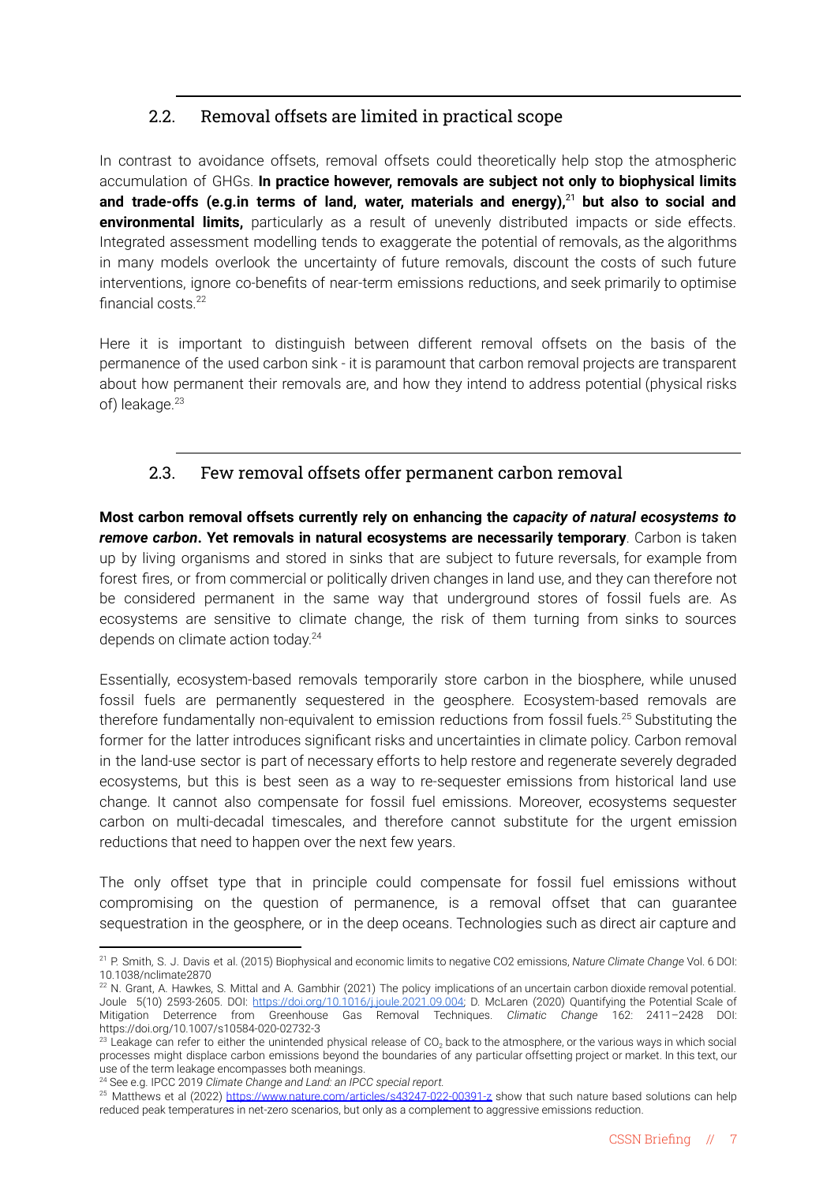## 2.2. Removal offsets are limited in practical scope

In contrast to avoidance offsets, removal offsets could theoretically help stop the atmospheric accumulation of GHGs. **In practice however, removals are subject not only to biophysical limits and trade-offs (e.g.in terms of land, water, materials and energy),**[21] **but also to social and environmental limits,** particularly as a result of unevenly distributed impacts or side effects. Integrated assessment modelling tends to exaggerate the potential of removals, as the algorithms in many models overlook the uncertainty of future removals, discount the costs of such future interventions, ignore co-benefits of near-term emissions reductions, and seek primarily to optimise financial costs.[22]

Here it is important to distinguish between different removal offsets on the basis of the permanence of the used carbon sink - it is paramount that carbon removal projects are transparent about how permanent their removals are, and how they intend to address potential (physical risks of) leakage.[23]

## 2.3. Few removal offsets offer permanent carbon removal

**Most carbon removal offsets currently rely on enhancing the *capacity of natural ecosystems to remove carbon*. Yet removals in natural ecosystems are necessarily temporary**. Carbon is taken up by living organisms and stored in sinks that are subject to future reversals, for example from forest fires, or from commercial or politically driven changes in land use, and they can therefore not be considered permanent in the same way that underground stores of fossil fuels are. As ecosystems are sensitive to climate change, the risk of them turning from sinks to sources depends on climate action today.[24]

Essentially, ecosystem-based removals temporarily store carbon in the biosphere, while unused fossil fuels are permanently sequestered in the geosphere. Ecosystem-based removals are therefore fundamentally non-equivalent to emission reductions from fossil fuels.[25] Substituting the former for the latter introduces significant risks and uncertainties in climate policy. Carbon removal in the land-use sector is part of necessary efforts to help restore and regenerate severely degraded ecosystems, but this is best seen as a way to re-sequester emissions from historical land use change. It cannot also compensate for fossil fuel emissions. Moreover, ecosystems sequester carbon on multi-decadal timescales, and therefore cannot substitute for the urgent emission reductions that need to happen over the next few years.

The only offset type that in principle could compensate for fossil fuel emissions without compromising on the question of permanence, is a removal offset that can guarantee sequestration in the geosphere, or in the deep oceans. Technologies such as direct air capture and

---

[21] P. Smith, S. J. Davis et al. (2015) Biophysical and economic limits to negative CO2 emissions, *Nature Climate Change* Vol. 6 DOI: 10.1038/nclimate2870

[22] N. Grant, A. Hawkes, S. Mittal and A. Gambhir (2021) The policy implications of an uncertain carbon dioxide removal potential. Joule 5(10) 2593-2605. DOI: https://doi.org/10.1016/j.joule.2021.09.004; D. McLaren (2020) Quantifying the Potential Scale of Mitigation Deterrence from Greenhouse Gas Removal Techniques. *Climatic Change* 162: 2411–2428 DOI: https://doi.org/10.1007/s10584-020-02732-3

[23] Leakage can refer to either the unintended physical release of $CO_2$ back to the atmosphere, or the various ways in which social processes might displace carbon emissions beyond the boundaries of any particular offsetting project or market. In this text, our use of the term leakage encompasses both meanings.

[24] See e.g. IPCC 2019 *Climate Change and Land: an IPCC special report.*

[25] Matthews et al (2022) https://www.nature.com/articles/s43247-022-00391-z show that such nature based solutions can help reduced peak temperatures in net-zero scenarios, but only as a complement to aggressive emissions reduction.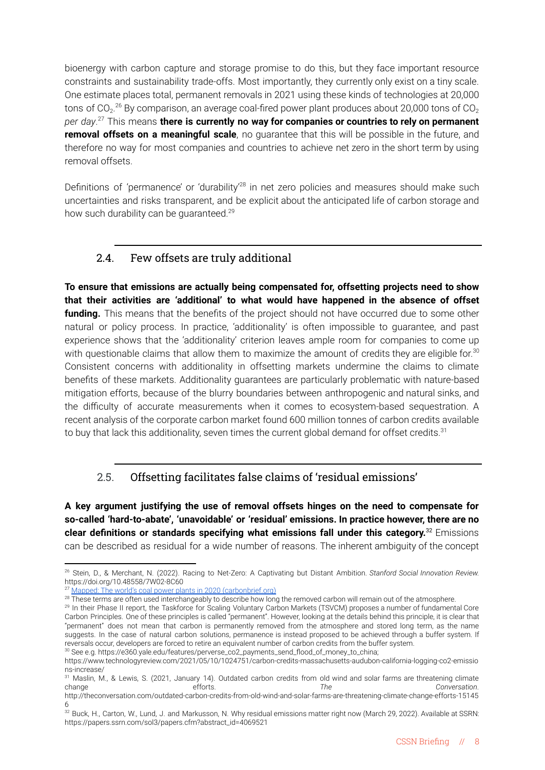bioenergy with carbon capture and storage promise to do this, but they face important resource constraints and sustainability trade-offs. Most importantly, they currently only exist on a tiny scale. One estimate places total, permanent removals in 2021 using these kinds of technologies at 20,000 tons of $CO_2$.[26] By comparison, an average coal-fired power plant produces about 20,000 tons of $CO_2$ *per day*.[27] This means **there is currently no way for companies or countries to rely on permanent removal offsets on a meaningful scale**, no guarantee that this will be possible in the future, and therefore no way for most companies and countries to achieve net zero in the short term by using removal offsets.

Definitions of 'permanence' or 'durability'[28] in net zero policies and measures should make such uncertainties and risks transparent, and be explicit about the anticipated life of carbon storage and how such durability can be guaranteed.[29]

## 2.4. Few offsets are truly additional

**To ensure that emissions are actually being compensated for, offsetting projects need to show that their activities are 'additional' to what would have happened in the absence of offset funding.** This means that the benefits of the project should not have occurred due to some other natural or policy process. In practice, 'additionality' is often impossible to guarantee, and past experience shows that the 'additionality' criterion leaves ample room for companies to come up with questionable claims that allow them to maximize the amount of credits they are eligible for.[30] Consistent concerns with additionality in offsetting markets undermine the claims to climate benefits of these markets. Additionality guarantees are particularly problematic with nature-based mitigation efforts, because of the blurry boundaries between anthropogenic and natural sinks, and the difficulty of accurate measurements when it comes to ecosystem-based sequestration. A recent analysis of the corporate carbon market found 600 million tonnes of carbon credits available to buy that lack this additionality, seven times the current global demand for offset credits.[31]

## 2.5. Offsetting facilitates false claims of 'residual emissions'

**A key argument justifying the use of removal offsets hinges on the need to compensate for so-called 'hard-to-abate', 'unavoidable' or 'residual' emissions. In practice however, there are no clear definitions or standards specifying what emissions fall under this category.**[32] Emissions can be described as residual for a wide number of reasons. The inherent ambiguity of the concept

---

[26] Stein, D., & Merchant, N. (2022). Racing to Net-Zero: A Captivating but Distant Ambition. *Stanford Social Innovation Review*. https://doi.org/10.48558/7W02-8C60

[27] Mapped: The world's coal power plants in 2020 (carbonbrief.org)

[28] These terms are often used interchangeably to describe how long the removed carbon will remain out of the atmosphere.

[29] In their Phase II report, the Taskforce for Scaling Voluntary Carbon Markets (TSVCM) proposes a number of fundamental Core Carbon Principles. One of these principles is called "permanent". However, looking at the details behind this principle, it is clear that "permanent" does not mean that carbon is permanently removed from the atmosphere and stored long term, as the name suggests. In the case of natural carbon solutions, permanence is instead proposed to be achieved through a buffer system. If reversals occur, developers are forced to retire an equivalent number of carbon credits from the buffer system.

[30] See e.g. https://e360.yale.edu/features/perverse_co2_payments_send_flood_of_money_to_china; https://www.technologyreview.com/2021/05/10/1024751/carbon-credits-massachusetts-audubon-california-logging-co2-emissions-increase/

[31] Maslin, M., & Lewis, S. (2021, January 14). Outdated carbon credits from old wind and solar farms are threatening climate change efforts. *The Conversation*. http://theconversation.com/outdated-carbon-credits-from-old-wind-and-solar-farms-are-threatening-climate-change-efforts-151456

[32] Buck, H., Carton, W., Lund, J. and Markusson, N. Why residual emissions matter right now (March 29, 2022). Available at SSRN: https://papers.ssrn.com/sol3/papers.cfm?abstract_id=4069521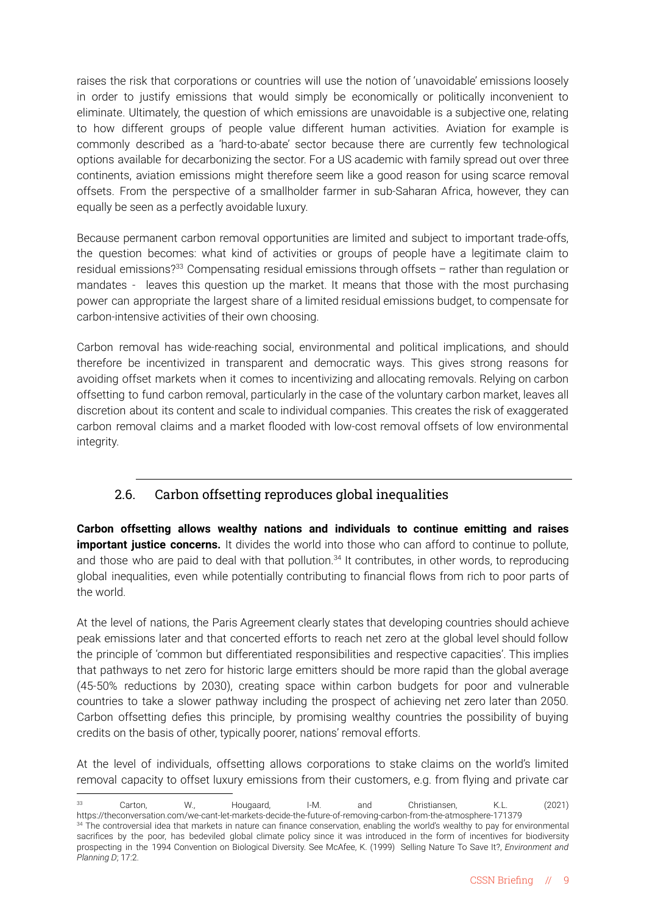raises the risk that corporations or countries will use the notion of 'unavoidable' emissions loosely in order to justify emissions that would simply be economically or politically inconvenient to eliminate. Ultimately, the question of which emissions are unavoidable is a subjective one, relating to how different groups of people value different human activities. Aviation for example is commonly described as a 'hard-to-abate' sector because there are currently few technological options available for decarbonizing the sector. For a US academic with family spread out over three continents, aviation emissions might therefore seem like a good reason for using scarce removal offsets. From the perspective of a smallholder farmer in sub-Saharan Africa, however, they can equally be seen as a perfectly avoidable luxury.

Because permanent carbon removal opportunities are limited and subject to important trade-offs, the question becomes: what kind of activities or groups of people have a legitimate claim to residual emissions?[33] Compensating residual emissions through offsets – rather than regulation or mandates - leaves this question up the market. It means that those with the most purchasing power can appropriate the largest share of a limited residual emissions budget, to compensate for carbon-intensive activities of their own choosing.

Carbon removal has wide-reaching social, environmental and political implications, and should therefore be incentivized in transparent and democratic ways. This gives strong reasons for avoiding offset markets when it comes to incentivizing and allocating removals. Relying on carbon offsetting to fund carbon removal, particularly in the case of the voluntary carbon market, leaves all discretion about its content and scale to individual companies. This creates the risk of exaggerated carbon removal claims and a market flooded with low-cost removal offsets of low environmental integrity.

## 2.6. Carbon offsetting reproduces global inequalities

**Carbon offsetting allows wealthy nations and individuals to continue emitting and raises important justice concerns.** It divides the world into those who can afford to continue to pollute, and those who are paid to deal with that pollution.[34] It contributes, in other words, to reproducing global inequalities, even while potentially contributing to financial flows from rich to poor parts of the world.

At the level of nations, the Paris Agreement clearly states that developing countries should achieve peak emissions later and that concerted efforts to reach net zero at the global level should follow the principle of 'common but differentiated responsibilities and respective capacities'. This implies that pathways to net zero for historic large emitters should be more rapid than the global average (45-50% reductions by 2030), creating space within carbon budgets for poor and vulnerable countries to take a slower pathway including the prospect of achieving net zero later than 2050. Carbon offsetting defies this principle, by promising wealthy countries the possibility of buying credits on the basis of other, typically poorer, nations' removal efforts.

At the level of individuals, offsetting allows corporations to stake claims on the world's limited removal capacity to offset luxury emissions from their customers, e.g. from flying and private car

---

[33] Carton, W., Hougaard, I-M. and Christiansen, K.L. (2021) https://theconversation.com/we-cant-let-markets-decide-the-future-of-removing-carbon-from-the-atmosphere-171379

[34] The controversial idea that markets in nature can finance conservation, enabling the world's wealthy to pay for environmental sacrifices by the poor, has bedeviled global climate policy since it was introduced in the form of incentives for biodiversity prospecting in the 1994 Convention on Biological Diversity. See McAfee, K. (1999) Selling Nature To Save It?, *Environment and Planning D*, 17:2.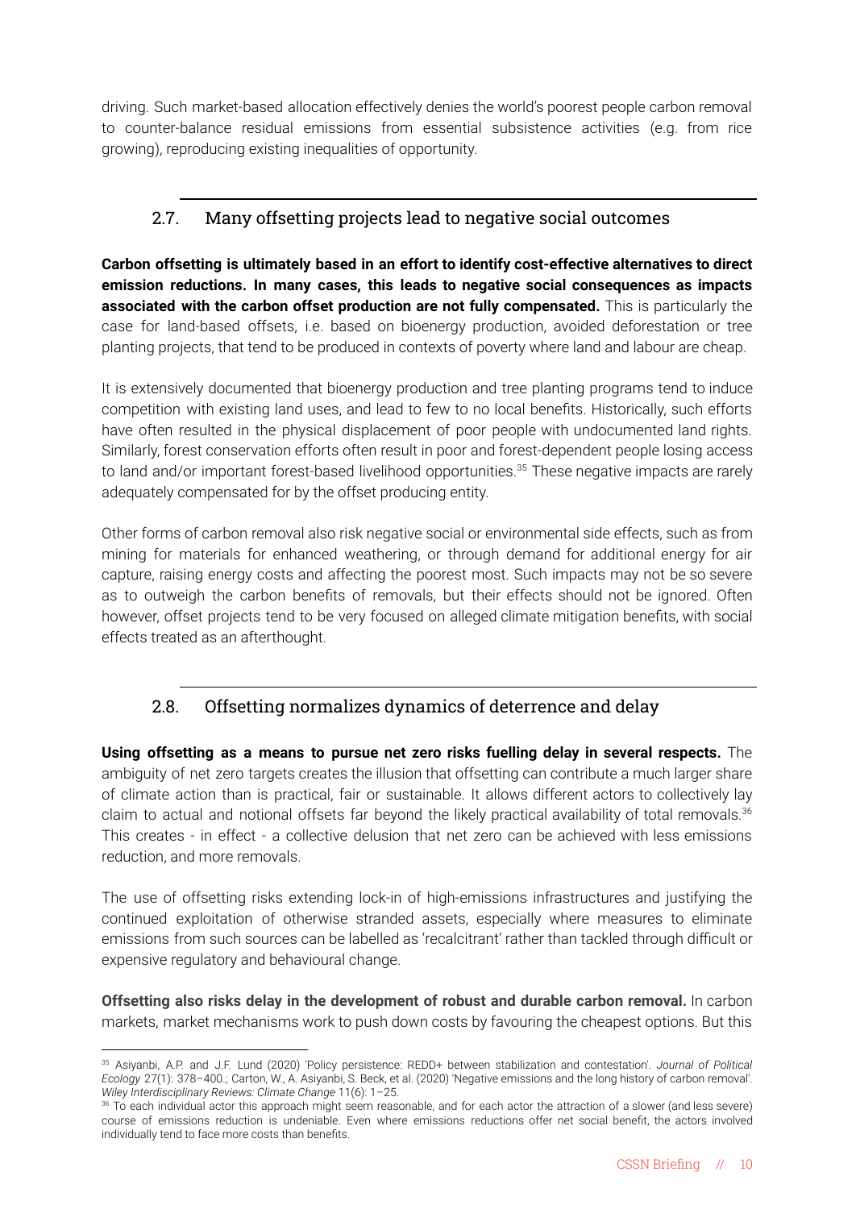driving. Such market-based allocation effectively denies the world's poorest people carbon removal to counter-balance residual emissions from essential subsistence activities (e.g. from rice growing), reproducing existing inequalities of opportunity.

## 2.7. Many offsetting projects lead to negative social outcomes

**Carbon offsetting is ultimately based in an effort to identify cost-effective alternatives to direct emission reductions. In many cases, this leads to negative social consequences as impacts associated with the carbon offset production are not fully compensated.** This is particularly the case for land-based offsets, i.e. based on bioenergy production, avoided deforestation or tree planting projects, that tend to be produced in contexts of poverty where land and labour are cheap.

It is extensively documented that bioenergy production and tree planting programs tend to induce competition with existing land uses, and lead to few to no local benefits. Historically, such efforts have often resulted in the physical displacement of poor people with undocumented land rights. Similarly, forest conservation efforts often result in poor and forest-dependent people losing access to land and/or important forest-based livelihood opportunities.[35] These negative impacts are rarely adequately compensated for by the offset producing entity.

Other forms of carbon removal also risk negative social or environmental side effects, such as from mining for materials for enhanced weathering, or through demand for additional energy for air capture, raising energy costs and affecting the poorest most. Such impacts may not be so severe as to outweigh the carbon benefits of removals, but their effects should not be ignored. Often however, offset projects tend to be very focused on alleged climate mitigation benefits, with social effects treated as an afterthought.

## 2.8. Offsetting normalizes dynamics of deterrence and delay

**Using offsetting as a means to pursue net zero risks fuelling delay in several respects.** The ambiguity of net zero targets creates the illusion that offsetting can contribute a much larger share of climate action than is practical, fair or sustainable. It allows different actors to collectively lay claim to actual and notional offsets far beyond the likely practical availability of total removals.[36] This creates - in effect - a collective delusion that net zero can be achieved with less emissions reduction, and more removals.

The use of offsetting risks extending lock-in of high-emissions infrastructures and justifying the continued exploitation of otherwise stranded assets, especially where measures to eliminate emissions from such sources can be labelled as 'recalcitrant' rather than tackled through difficult or expensive regulatory and behavioural change.

**Offsetting also risks delay in the development of robust and durable carbon removal.** In carbon markets, market mechanisms work to push down costs by favouring the cheapest options. But this

---

[35] Asiyanbi, A.P. and J.F. Lund (2020) 'Policy persistence: REDD+ between stabilization and contestation'. *Journal of Political Ecology* 27(1): 378–400.; Carton, W., A. Asiyanbi, S. Beck, et al. (2020) 'Negative emissions and the long history of carbon removal'. *Wiley Interdisciplinary Reviews: Climate Change* 11(6): 1–25.

[36] To each individual actor this approach might seem reasonable, and for each actor the attraction of a slower (and less severe) course of emissions reduction is undeniable. Even where emissions reductions offer net social benefit, the actors involved individually tend to face more costs than benefits.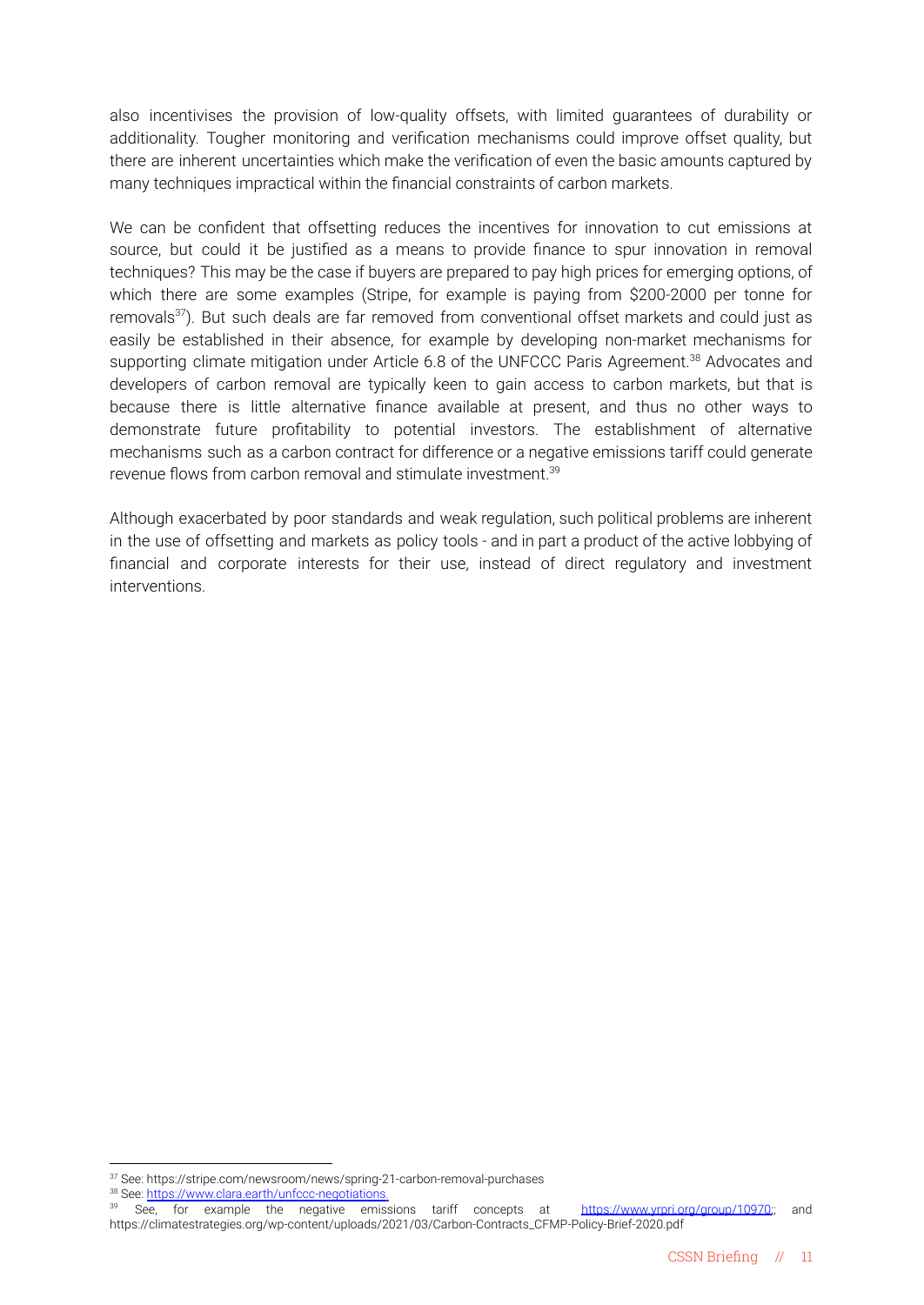also incentivises the provision of low-quality offsets, with limited guarantees of durability or additionality. Tougher monitoring and verification mechanisms could improve offset quality, but there are inherent uncertainties which make the verification of even the basic amounts captured by many techniques impractical within the financial constraints of carbon markets.

We can be confident that offsetting reduces the incentives for innovation to cut emissions at source, but could it be justified as a means to provide finance to spur innovation in removal techniques? This may be the case if buyers are prepared to pay high prices for emerging options, of which there are some examples (Stripe, for example is paying from $200-2000 per tonne for removals[37]). But such deals are far removed from conventional offset markets and could just as easily be established in their absence, for example by developing non-market mechanisms for supporting climate mitigation under Article 6.8 of the UNFCCC Paris Agreement.[38] Advocates and developers of carbon removal are typically keen to gain access to carbon markets, but that is because there is little alternative finance available at present, and thus no other ways to demonstrate future profitability to potential investors. The establishment of alternative mechanisms such as a carbon contract for difference or a negative emissions tariff could generate revenue flows from carbon removal and stimulate investment.[39]

Although exacerbated by poor standards and weak regulation, such political problems are inherent in the use of offsetting and markets as policy tools - and in part a product of the active lobbying of financial and corporate interests for their use, instead of direct regulatory and investment interventions.

---

[37] See: https://stripe.com/newsroom/news/spring-21-carbon-removal-purchases

[38] See: https://www.clara.earth/unfccc-negotiations.

[39] See, for example the negative emissions tariff concepts at https://www.yrpri.org/group/10970; and https://climatestrategies.org/wp-content/uploads/2021/03/Carbon-Contracts_CFMP-Policy-Brief-2020.pdf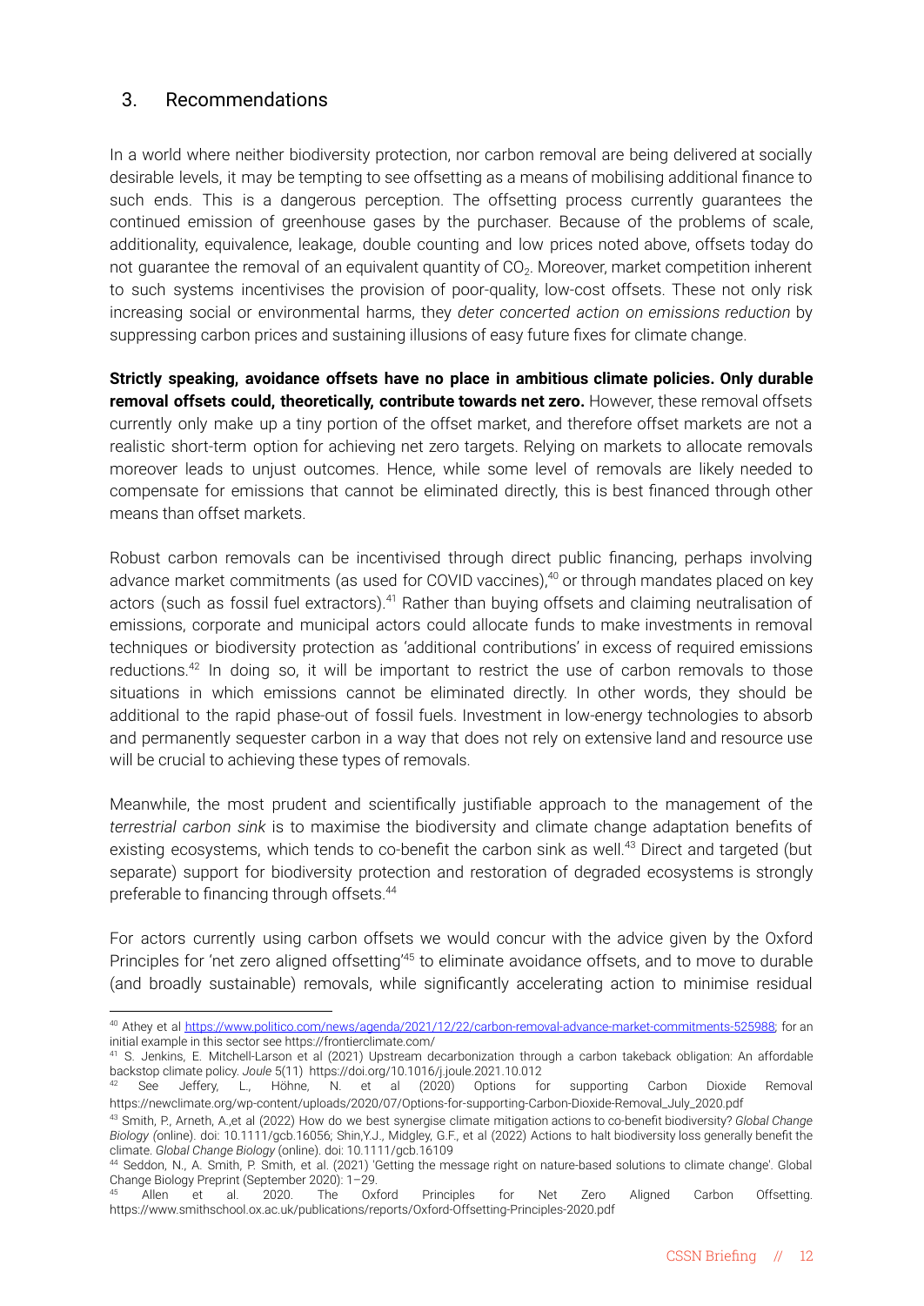## 3. Recommendations

In a world where neither biodiversity protection, nor carbon removal are being delivered at socially desirable levels, it may be tempting to see offsetting as a means of mobilising additional finance to such ends. This is a dangerous perception. The offsetting process currently guarantees the continued emission of greenhouse gases by the purchaser. Because of the problems of scale, additionality, equivalence, leakage, double counting and low prices noted above, offsets today do not guarantee the removal of an equivalent quantity of $CO_2$. Moreover, market competition inherent to such systems incentivises the provision of poor-quality, low-cost offsets. These not only risk increasing social or environmental harms, they *deter concerted action on emissions reduction* by suppressing carbon prices and sustaining illusions of easy future fixes for climate change.

**Strictly speaking, avoidance offsets have no place in ambitious climate policies. Only durable removal offsets could, theoretically, contribute towards net zero.** However, these removal offsets currently only make up a tiny portion of the offset market, and therefore offset markets are not a realistic short-term option for achieving net zero targets. Relying on markets to allocate removals moreover leads to unjust outcomes. Hence, while some level of removals are likely needed to compensate for emissions that cannot be eliminated directly, this is best financed through other means than offset markets.

Robust carbon removals can be incentivised through direct public financing, perhaps involving advance market commitments (as used for COVID vaccines),[40] or through mandates placed on key actors (such as fossil fuel extractors).[41] Rather than buying offsets and claiming neutralisation of emissions, corporate and municipal actors could allocate funds to make investments in removal techniques or biodiversity protection as 'additional contributions' in excess of required emissions reductions.[42] In doing so, it will be important to restrict the use of carbon removals to those situations in which emissions cannot be eliminated directly. In other words, they should be additional to the rapid phase-out of fossil fuels. Investment in low-energy technologies to absorb and permanently sequester carbon in a way that does not rely on extensive land and resource use will be crucial to achieving these types of removals.

Meanwhile, the most prudent and scientifically justifiable approach to the management of the *terrestrial carbon sink* is to maximise the biodiversity and climate change adaptation benefits of existing ecosystems, which tends to co-benefit the carbon sink as well.[43] Direct and targeted (but separate) support for biodiversity protection and restoration of degraded ecosystems is strongly preferable to financing through offsets.[44]

For actors currently using carbon offsets we would concur with the advice given by the Oxford Principles for 'net zero aligned offsetting'[45] to eliminate avoidance offsets, and to move to durable (and broadly sustainable) removals, while significantly accelerating action to minimise residual

---

[40] Athey et al https://www.politico.com/news/agenda/2021/12/22/carbon-removal-advance-market-commitments-525988; for an initial example in this sector see https://frontierclimate.com/

[41] S. Jenkins, E. Mitchell-Larson et al (2021) Upstream decarbonization through a carbon takeback obligation: An affordable backstop climate policy. *Joule* 5(11) https://doi.org/10.1016/j.joule.2021.10.012

[42] See Jeffery, L., Höhne, N. et al (2020) Options for supporting Carbon Dioxide Removal https://newclimate.org/wp-content/uploads/2020/07/Options-for-supporting-Carbon-Dioxide-Removal_July_2020.pdf

[43] Smith, P., Arneth, A.,et al (2022) How do we best synergise climate mitigation actions to co-benefit biodiversity? *Global Change Biology* (online). doi: 10.1111/gcb.16056; Shin,Y.J., Midgley, G.F., et al (2022) Actions to halt biodiversity loss generally benefit the climate. *Global Change Biology* (online). doi: 10.1111/gcb.16109

[44] Seddon, N., A. Smith, P. Smith, et al. (2021) 'Getting the message right on nature-based solutions to climate change'. Global Change Biology Preprint (September 2020): 1–29.

[45] Allen et al. 2020. The Oxford Principles for Net Zero Aligned Carbon Offsetting. https://www.smithschool.ox.ac.uk/publications/reports/Oxford-Offsetting-Principles-2020.pdf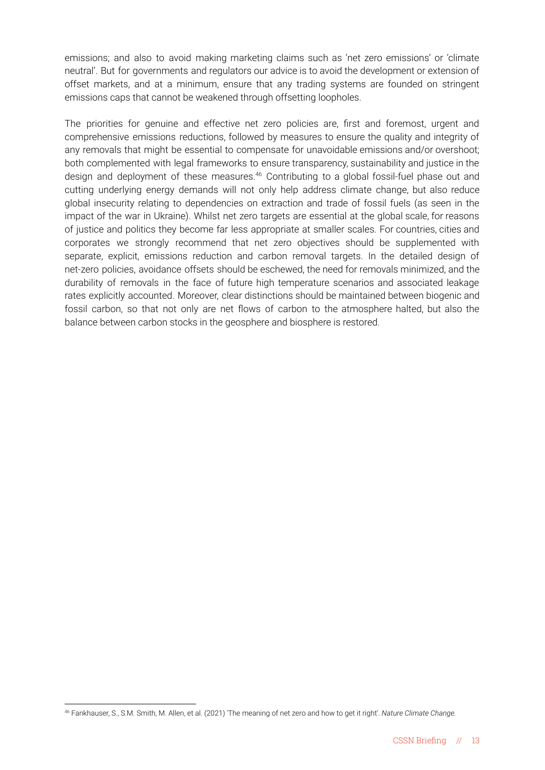emissions; and also to avoid making marketing claims such as 'net zero emissions' or 'climate neutral'. But for governments and regulators our advice is to avoid the development or extension of offset markets, and at a minimum, ensure that any trading systems are founded on stringent emissions caps that cannot be weakened through offsetting loopholes.

The priorities for genuine and effective net zero policies are, first and foremost, urgent and comprehensive emissions reductions, followed by measures to ensure the quality and integrity of any removals that might be essential to compensate for unavoidable emissions and/or overshoot; both complemented with legal frameworks to ensure transparency, sustainability and justice in the design and deployment of these measures.[46] Contributing to a global fossil-fuel phase out and cutting underlying energy demands will not only help address climate change, but also reduce global insecurity relating to dependencies on extraction and trade of fossil fuels (as seen in the impact of the war in Ukraine). Whilst net zero targets are essential at the global scale, for reasons of justice and politics they become far less appropriate at smaller scales. For countries, cities and corporates we strongly recommend that net zero objectives should be supplemented with separate, explicit, emissions reduction and carbon removal targets. In the detailed design of net-zero policies, avoidance offsets should be eschewed, the need for removals minimized, and the durability of removals in the face of future high temperature scenarios and associated leakage rates explicitly accounted. Moreover, clear distinctions should be maintained between biogenic and fossil carbon, so that not only are net flows of carbon to the atmosphere halted, but also the balance between carbon stocks in the geosphere and biosphere is restored.

---

[46] Fankhauser, S., S.M. Smith, M. Allen, et al. (2021) 'The meaning of net zero and how to get it right'. *Nature Climate Change.*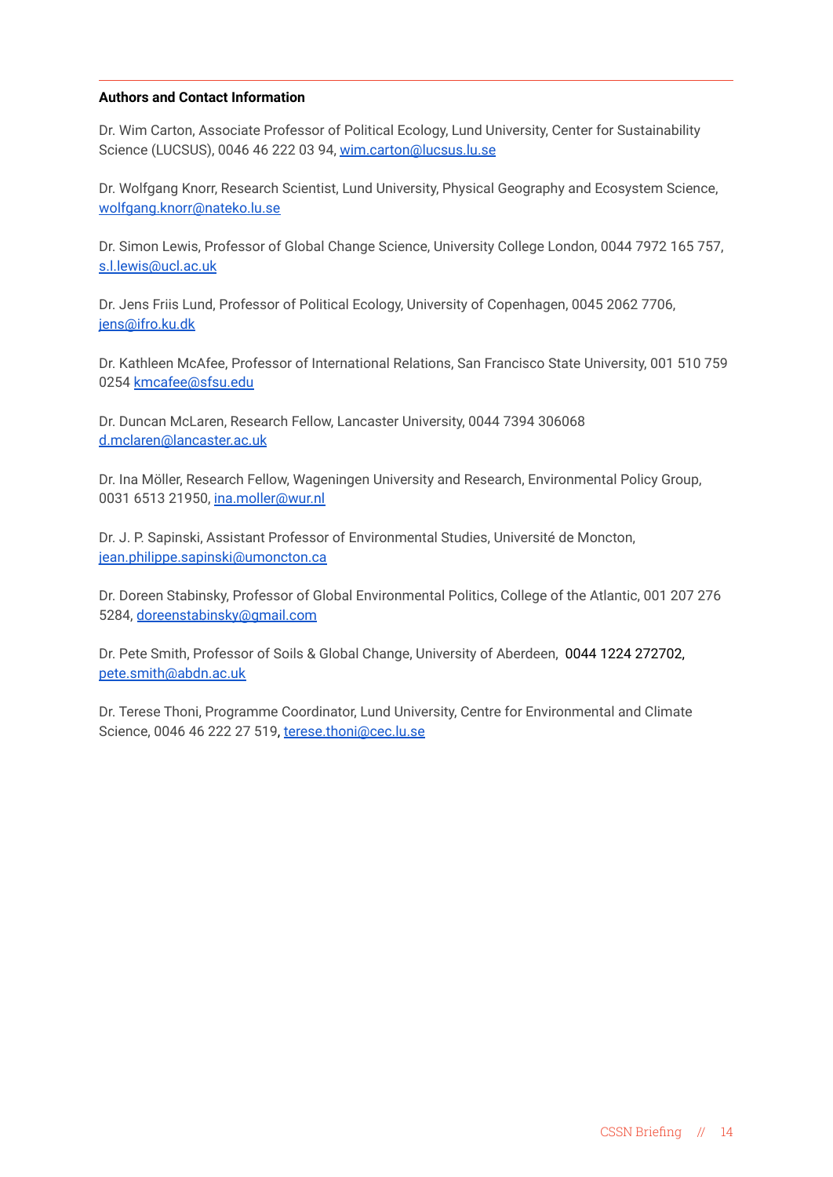**Authors and Contact Information**

Dr. Wim Carton, Associate Professor of Political Ecology, Lund University, Center for Sustainability Science (LUCSUS), 0046 46 222 03 94, wim.carton@lucsus.lu.se

Dr. Wolfgang Knorr, Research Scientist, Lund University, Physical Geography and Ecosystem Science, wolfgang.knorr@nateko.lu.se

Dr. Simon Lewis, Professor of Global Change Science, University College London, 0044 7972 165 757, s.l.lewis@ucl.ac.uk

Dr. Jens Friis Lund, Professor of Political Ecology, University of Copenhagen, 0045 2062 7706, jens@ifro.ku.dk

Dr. Kathleen McAfee, Professor of International Relations, San Francisco State University, 001 510 759 0254 kmcafee@sfsu.edu

Dr. Duncan McLaren, Research Fellow, Lancaster University, 0044 7394 306068 d.mclaren@lancaster.ac.uk

Dr. Ina Möller, Research Fellow, Wageningen University and Research, Environmental Policy Group, 0031 6513 21950, ina.moller@wur.nl

Dr. J. P. Sapinski, Assistant Professor of Environmental Studies, Université de Moncton, jean.philippe.sapinski@umoncton.ca

Dr. Doreen Stabinsky, Professor of Global Environmental Politics, College of the Atlantic, 001 207 276 5284, doreenstabinsky@gmail.com

Dr. Pete Smith, Professor of Soils & Global Change, University of Aberdeen, 0044 1224 272702, pete.smith@abdn.ac.uk

Dr. Terese Thoni, Programme Coordinator, Lund University, Centre for Environmental and Climate Science, 0046 46 222 27 519, terese.thoni@cec.lu.se